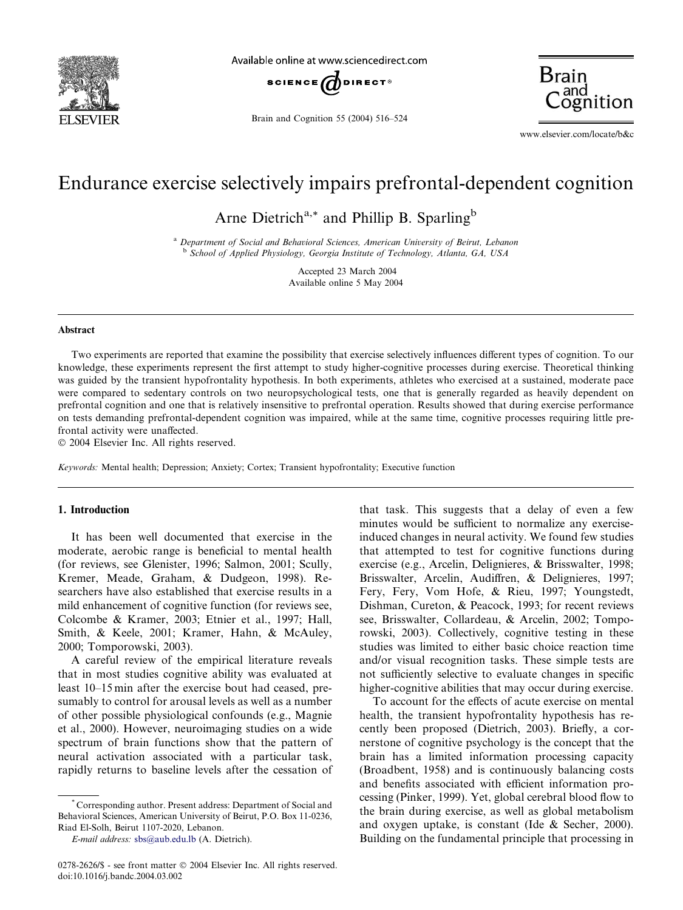# Endurance exercise selectively impairs prefrontal-dependent cognition

Arne Dietrich[a,*] and Phillip B. Sparling[b]

[a] *Department of Social and Behavioral Sciences, American University of Beirut, Lebanon*
[b] *School of Applied Physiology, Georgia Institute of Technology, Atlanta, GA, USA*

Accepted 23 March 2004
Available online 5 May 2004

## Abstract

Two experiments are reported that examine the possibility that exercise selectively influences different types of cognition. To our knowledge, these experiments represent the first attempt to study higher-cognitive processes during exercise. Theoretical thinking was guided by the transient hypofrontality hypothesis. In both experiments, athletes who exercised at a sustained, moderate pace were compared to sedentary controls on two neuropsychological tests, one that is generally regarded as heavily dependent on prefrontal cognition and one that is relatively insensitive to prefrontal operation. Results showed that during exercise performance on tests demanding prefrontal-dependent cognition was impaired, while at the same time, cognitive processes requiring little prefrontal activity were unaffected.

© 2004 Elsevier Inc. All rights reserved.

*Keywords:* Mental health; Depression; Anxiety; Cortex; Transient hypofrontality; Executive function

## 1. Introduction

It has been well documented that exercise in the moderate, aerobic range is beneficial to mental health (for reviews, see Glenister, 1996; Salmon, 2001; Scully, Kremer, Meade, Graham, & Dudgeon, 1998). Researchers have also established that exercise results in a mild enhancement of cognitive function (for reviews see, Colcombe & Kramer, 2003; Etnier et al., 1997; Hall, Smith, & Keele, 2001; Kramer, Hahn, & McAuley, 2000; Tomporowski, 2003).

A careful review of the empirical literature reveals that in most studies cognitive ability was evaluated at least 10–15 min after the exercise bout had ceased, presumably to control for arousal levels as well as a number of other possible physiological confounds (e.g., Magnie et al., 2000). However, neuroimaging studies on a wide spectrum of brain functions show that the pattern of neural activation associated with a particular task, rapidly returns to baseline levels after the cessation of that task. This suggests that a delay of even a few minutes would be sufficient to normalize any exercise-induced changes in neural activity. We found few studies that attempted to test for cognitive functions during exercise (e.g., Arcelin, Delignieres, & Brisswalter, 1998; Brisswalter, Arcelin, Audiffren, & Delignieres, 1997; Fery, Fery, Vom Hofe, & Rieu, 1997; Youngstedt, Dishman, Cureton, & Peacock, 1993; for recent reviews see, Brisswalter, Collardeau, & Arcelin, 2002; Tomporowski, 2003). Collectively, cognitive testing in these studies was limited to either basic choice reaction time and/or visual recognition tasks. These simple tests are not sufficiently selective to evaluate changes in specific higher-cognitive abilities that may occur during exercise.

To account for the effects of acute exercise on mental health, the transient hypofrontality hypothesis has recently been proposed (Dietrich, 2003). Briefly, a cornerstone of cognitive psychology is the concept that the brain has a limited information processing capacity (Broadbent, 1958) and is continuously balancing costs and benefits associated with efficient information processing (Pinker, 1999). Yet, global cerebral blood flow to the brain during exercise, as well as global metabolism and oxygen uptake, is constant (Ide & Secher, 2000). Building on the fundamental principle that processing in

---

* Corresponding author. Present address: Department of Social and Behavioral Sciences, American University of Beirut, P.O. Box 11-0236, Riad El-Solh, Beirut 1107-2020, Lebanon.

*E-mail address:* sbs@aub.edu.lb (A. Dietrich).

0278-2626/$ - see front matter © 2004 Elsevier Inc. All rights reserved.
doi:10.1016/j.bandc.2004.03.002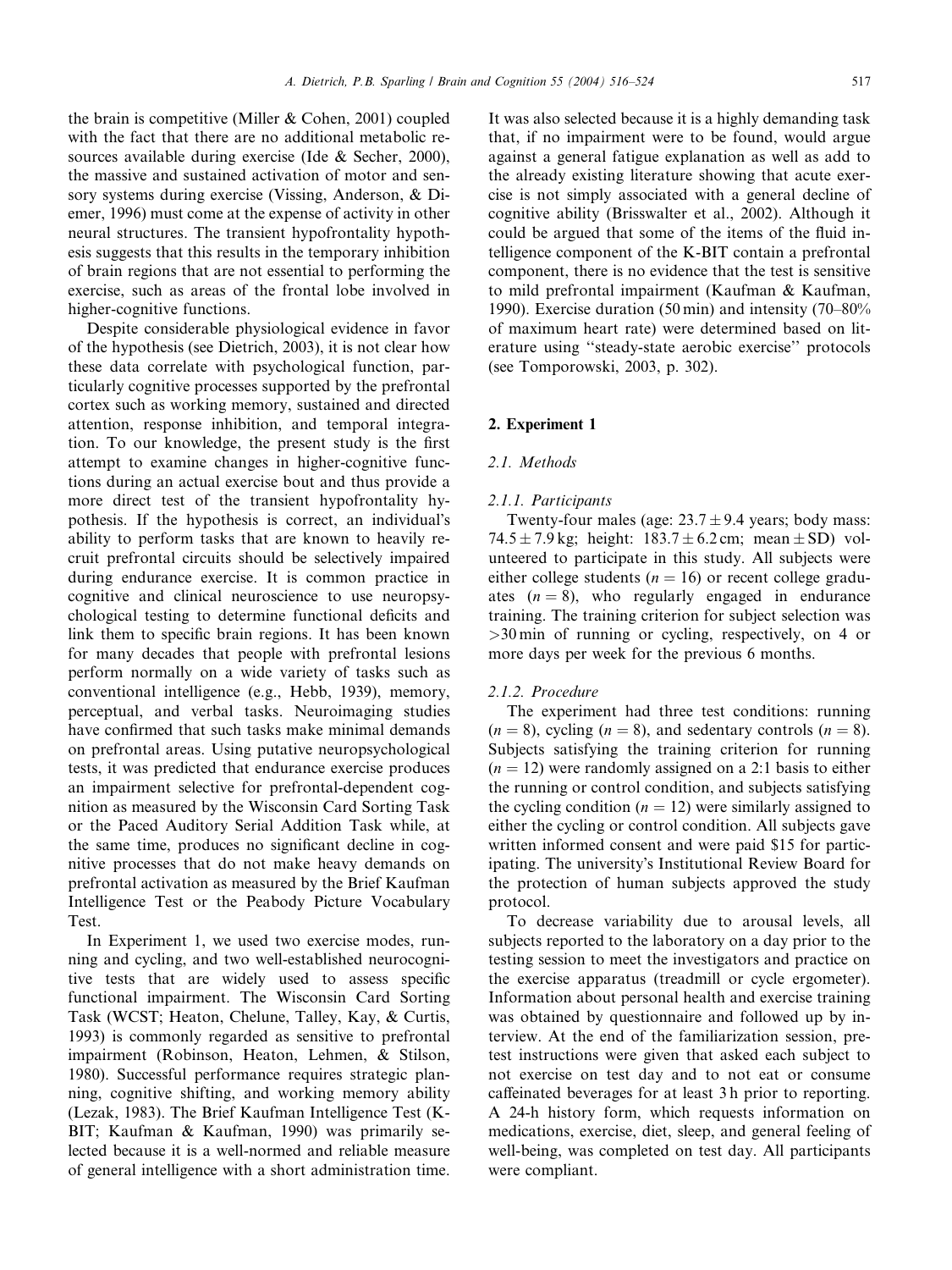the brain is competitive (Miller & Cohen, 2001) coupled with the fact that there are no additional metabolic resources available during exercise (Ide & Secher, 2000), the massive and sustained activation of motor and sensory systems during exercise (Vissing, Anderson, & Diemer, 1996) must come at the expense of activity in other neural structures. The transient hypofrontality hypothesis suggests that this results in the temporary inhibition of brain regions that are not essential to performing the exercise, such as areas of the frontal lobe involved in higher-cognitive functions.

Despite considerable physiological evidence in favor of the hypothesis (see Dietrich, 2003), it is not clear how these data correlate with psychological function, particularly cognitive processes supported by the prefrontal cortex such as working memory, sustained and directed attention, response inhibition, and temporal integration. To our knowledge, the present study is the first attempt to examine changes in higher-cognitive functions during an actual exercise bout and thus provide a more direct test of the transient hypofrontality hypothesis. If the hypothesis is correct, an individual's ability to perform tasks that are known to heavily recruit prefrontal circuits should be selectively impaired during endurance exercise. It is common practice in cognitive and clinical neuroscience to use neuropsychological testing to determine functional deficits and link them to specific brain regions. It has been known for many decades that people with prefrontal lesions perform normally on a wide variety of tasks such as conventional intelligence (e.g., Hebb, 1939), memory, perceptual, and verbal tasks. Neuroimaging studies have confirmed that such tasks make minimal demands on prefrontal areas. Using putative neuropsychological tests, it was predicted that endurance exercise produces an impairment selective for prefrontal-dependent cognition as measured by the Wisconsin Card Sorting Task or the Paced Auditory Serial Addition Task while, at the same time, produces no significant decline in cognitive processes that do not make heavy demands on prefrontal activation as measured by the Brief Kaufman Intelligence Test or the Peabody Picture Vocabulary Test.

In Experiment 1, we used two exercise modes, running and cycling, and two well-established neurocognitive tests that are widely used to assess specific functional impairment. The Wisconsin Card Sorting Task (WCST; Heaton, Chelune, Talley, Kay, & Curtis, 1993) is commonly regarded as sensitive to prefrontal impairment (Robinson, Heaton, Lehmen, & Stilson, 1980). Successful performance requires strategic planning, cognitive shifting, and working memory ability (Lezak, 1983). The Brief Kaufman Intelligence Test (K-BIT; Kaufman & Kaufman, 1990) was primarily selected because it is a well-normed and reliable measure of general intelligence with a short administration time. It was also selected because it is a highly demanding task that, if no impairment were to be found, would argue against a general fatigue explanation as well as add to the already existing literature showing that acute exercise is not simply associated with a general decline of cognitive ability (Brisswalter et al., 2002). Although it could be argued that some of the items of the fluid intelligence component of the K-BIT contain a prefrontal component, there is no evidence that the test is sensitive to mild prefrontal impairment (Kaufman & Kaufman, 1990). Exercise duration (50 min) and intensity (70–80% of maximum heart rate) were determined based on literature using "steady-state aerobic exercise" protocols (see Tomporowski, 2003, p. 302).

## 2. Experiment 1

### 2.1. Methods

#### 2.1.1. Participants

Twenty-four males (age: $23.7 \pm 9.4$ years; body mass: $74.5 \pm 7.9$ kg; height: $183.7 \pm 6.2$ cm; mean $\pm$ SD) volunteered to participate in this study. All subjects were either college students ($n = 16$) or recent college graduates ($n = 8$), who regularly engaged in endurance training. The training criterion for subject selection was $>30$ min of running or cycling, respectively, on 4 or more days per week for the previous 6 months.

#### 2.1.2. Procedure

The experiment had three test conditions: running ($n = 8$), cycling ($n = 8$), and sedentary controls ($n = 8$). Subjects satisfying the training criterion for running ($n = 12$) were randomly assigned on a 2:1 basis to either the running or control condition, and subjects satisfying the cycling condition ($n = 12$) were similarly assigned to either the cycling or control condition. All subjects gave written informed consent and were paid $15 for participating. The university's Institutional Review Board for the protection of human subjects approved the study protocol.

To decrease variability due to arousal levels, all subjects reported to the laboratory on a day prior to the testing session to meet the investigators and practice on the exercise apparatus (treadmill or cycle ergometer). Information about personal health and exercise training was obtained by questionnaire and followed up by interview. At the end of the familiarization session, pretest instructions were given that asked each subject to not exercise on test day and to not eat or consume caffeinated beverages for at least 3 h prior to reporting. A 24-h history form, which requests information on medications, exercise, diet, sleep, and general feeling of well-being, was completed on test day. All participants were compliant.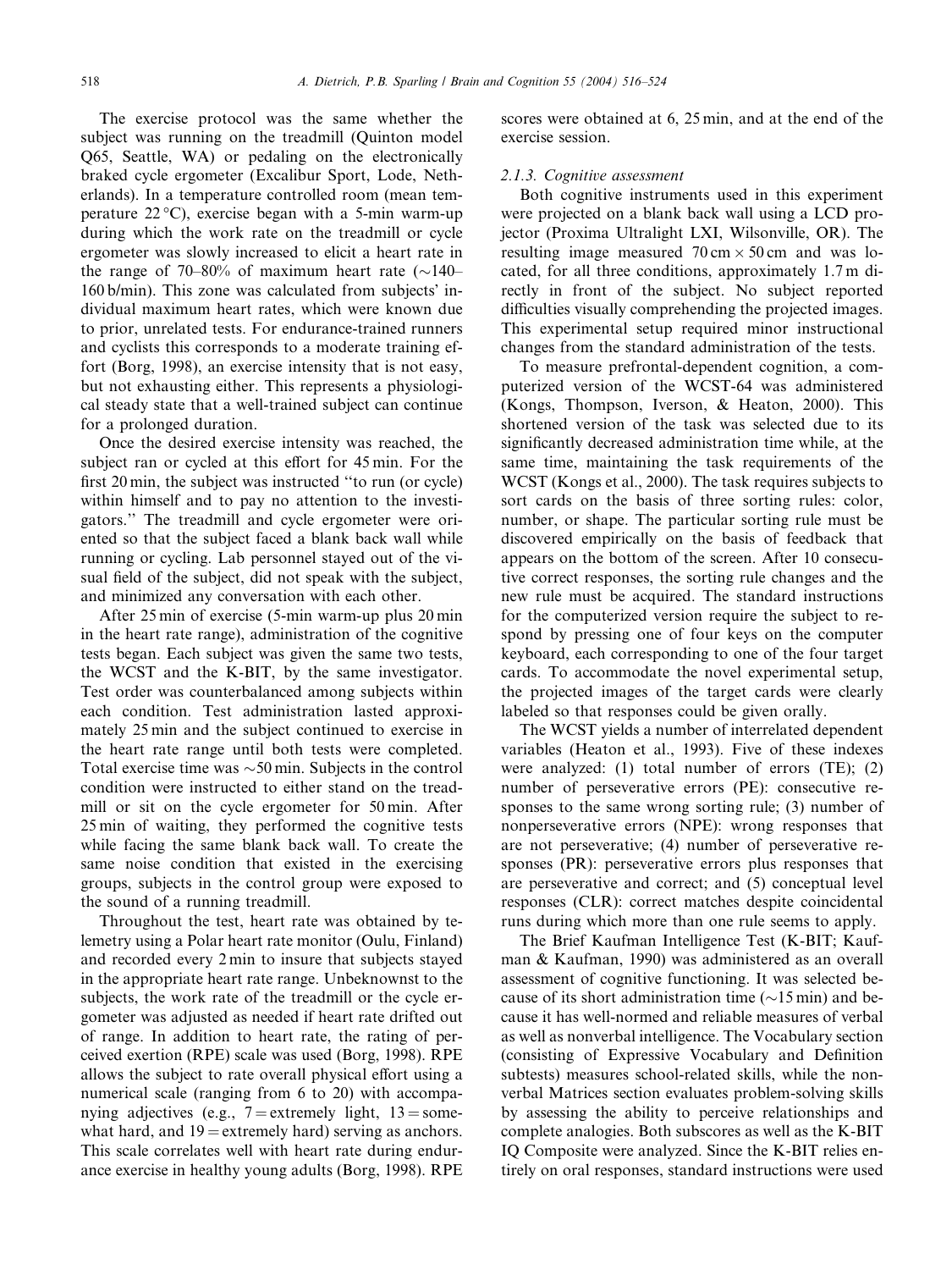The exercise protocol was the same whether the subject was running on the treadmill (Quinton model Q65, Seattle, WA) or pedaling on the electronically braked cycle ergometer (Excalibur Sport, Lode, Netherlands). In a temperature controlled room (mean temperature 22 °C), exercise began with a 5-min warm-up during which the work rate on the treadmill or cycle ergometer was slowly increased to elicit a heart rate in the range of 70–80% of maximum heart rate (~140–160 b/min). This zone was calculated from subjects' individual maximum heart rates, which were known due to prior, unrelated tests. For endurance-trained runners and cyclists this corresponds to a moderate training effort (Borg, 1998), an exercise intensity that is not easy, but not exhausting either. This represents a physiological steady state that a well-trained subject can continue for a prolonged duration.

Once the desired exercise intensity was reached, the subject ran or cycled at this effort for 45 min. For the first 20 min, the subject was instructed "to run (or cycle) within himself and to pay no attention to the investigators." The treadmill and cycle ergometer were oriented so that the subject faced a blank back wall while running or cycling. Lab personnel stayed out of the visual field of the subject, did not speak with the subject, and minimized any conversation with each other.

After 25 min of exercise (5-min warm-up plus 20 min in the heart rate range), administration of the cognitive tests began. Each subject was given the same two tests, the WCST and the K-BIT, by the same investigator. Test order was counterbalanced among subjects within each condition. Test administration lasted approximately 25 min and the subject continued to exercise in the heart rate range until both tests were completed. Total exercise time was ~50 min. Subjects in the control condition were instructed to either stand on the treadmill or sit on the cycle ergometer for 50 min. After 25 min of waiting, they performed the cognitive tests while facing the same blank back wall. To create the same noise condition that existed in the exercising groups, subjects in the control group were exposed to the sound of a running treadmill.

Throughout the test, heart rate was obtained by telemetry using a Polar heart rate monitor (Oulu, Finland) and recorded every 2 min to insure that subjects stayed in the appropriate heart rate range. Unbeknownst to the subjects, the work rate of the treadmill or the cycle ergometer was adjusted as needed if heart rate drifted out of range. In addition to heart rate, the rating of perceived exertion (RPE) scale was used (Borg, 1998). RPE allows the subject to rate overall physical effort using a numerical scale (ranging from 6 to 20) with accompanying adjectives (e.g., 7 = extremely light, 13 = somewhat hard, and 19 = extremely hard) serving as anchors. This scale correlates well with heart rate during endurance exercise in healthy young adults (Borg, 1998). RPE scores were obtained at 6, 25 min, and at the end of the exercise session.

#### 2.1.3. Cognitive assessment

Both cognitive instruments used in this experiment were projected on a blank back wall using a LCD projector (Proxima Ultralight LXI, Wilsonville, OR). The resulting image measured 70 cm × 50 cm and was located, for all three conditions, approximately 1.7 m directly in front of the subject. No subject reported difficulties visually comprehending the projected images. This experimental setup required minor instructional changes from the standard administration of the tests.

To measure prefrontal-dependent cognition, a computerized version of the WCST-64 was administered (Kongs, Thompson, Iverson, & Heaton, 2000). This shortened version of the task was selected due to its significantly decreased administration time while, at the same time, maintaining the task requirements of the WCST (Kongs et al., 2000). The task requires subjects to sort cards on the basis of three sorting rules: color, number, or shape. The particular sorting rule must be discovered empirically on the basis of feedback that appears on the bottom of the screen. After 10 consecutive correct responses, the sorting rule changes and the new rule must be acquired. The standard instructions for the computerized version require the subject to respond by pressing one of four keys on the computer keyboard, each corresponding to one of the four target cards. To accommodate the novel experimental setup, the projected images of the target cards were clearly labeled so that responses could be given orally.

The WCST yields a number of interrelated dependent variables (Heaton et al., 1993). Five of these indexes were analyzed: (1) total number of errors (TE); (2) number of perseverative errors (PE): consecutive responses to the same wrong sorting rule; (3) number of nonperseverative errors (NPE): wrong responses that are not perseverative; (4) number of perseverative responses (PR): perseverative errors plus responses that are perseverative and correct; and (5) conceptual level responses (CLR): correct matches despite coincidental runs during which more than one rule seems to apply.

The Brief Kaufman Intelligence Test (K-BIT; Kaufman & Kaufman, 1990) was administered as an overall assessment of cognitive functioning. It was selected because of its short administration time (~15 min) and because it has well-normed and reliable measures of verbal as well as nonverbal intelligence. The Vocabulary section (consisting of Expressive Vocabulary and Definition subtests) measures school-related skills, while the nonverbal Matrices section evaluates problem-solving skills by assessing the ability to perceive relationships and complete analogies. Both subscores as well as the K-BIT IQ Composite were analyzed. Since the K-BIT relies entirely on oral responses, standard instructions were used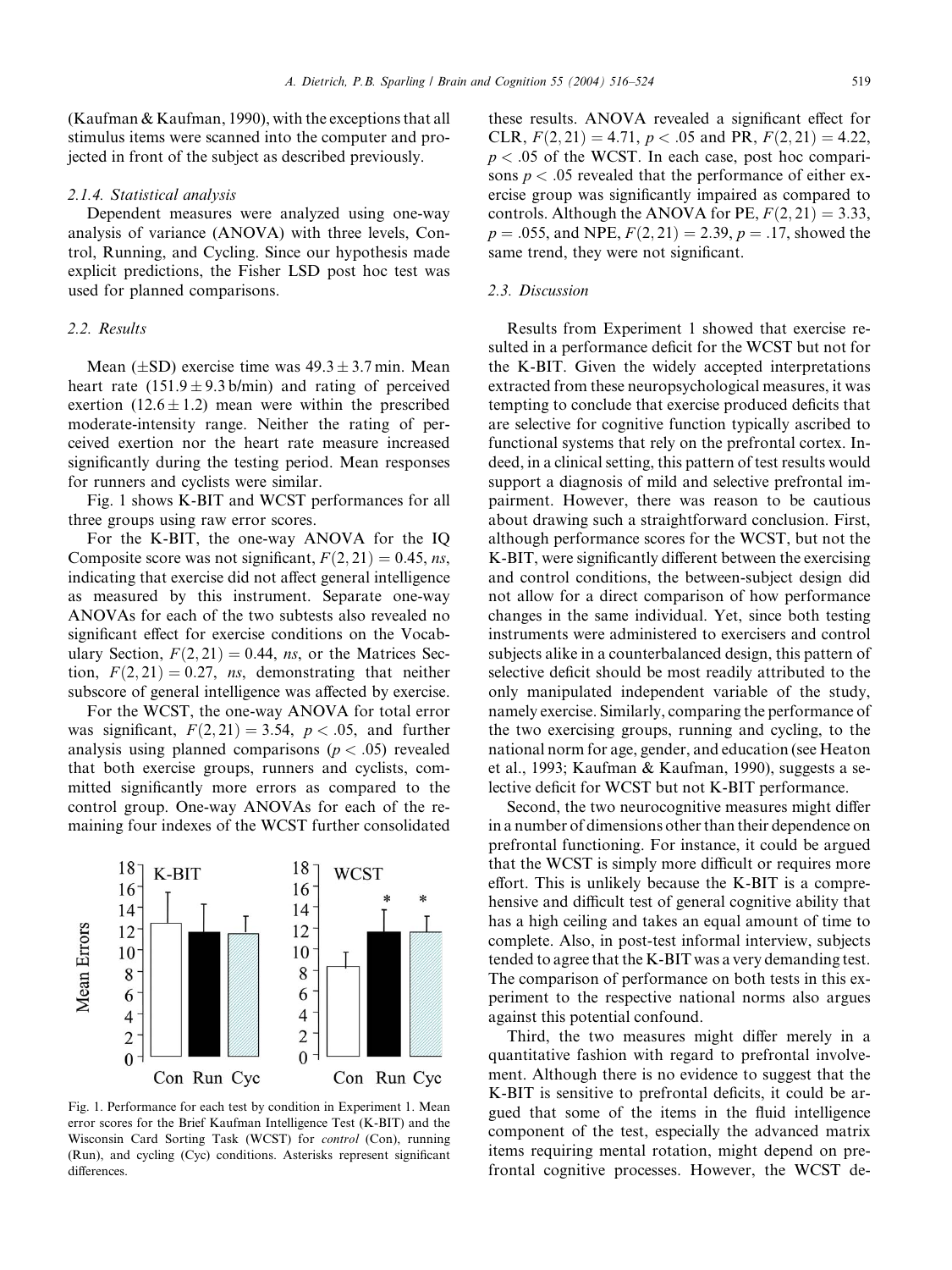(Kaufman & Kaufman, 1990), with the exceptions that all stimulus items were scanned into the computer and projected in front of the subject as described previously.

#### 2.1.4. Statistical analysis

Dependent measures were analyzed using one-way analysis of variance (ANOVA) with three levels, Control, Running, and Cycling. Since our hypothesis made explicit predictions, the Fisher LSD post hoc test was used for planned comparisons.

### 2.2. Results

Mean ($\pm$SD) exercise time was $49.3 \pm 3.7$ min. Mean heart rate ($151.9 \pm 9.3$ b/min) and rating of perceived exertion ($12.6 \pm 1.2$) mean were within the prescribed moderate-intensity range. Neither the rating of perceived exertion nor the heart rate measure increased significantly during the testing period. Mean responses for runners and cyclists were similar.

Fig. 1 shows K-BIT and WCST performances for all three groups using raw error scores.

For the K-BIT, the one-way ANOVA for the IQ Composite score was not significant, $F(2, 21) = 0.45$, *ns*, indicating that exercise did not affect general intelligence as measured by this instrument. Separate one-way ANOVAs for each of the two subtests also revealed no significant effect for exercise conditions on the Vocabulary Section, $F(2, 21) = 0.44$, *ns*, or the Matrices Section, $F(2, 21) = 0.27$, *ns*, demonstrating that neither subscore of general intelligence was affected by exercise.

For the WCST, the one-way ANOVA for total error was significant, $F(2, 21) = 3.54$, $p < .05$, and further analysis using planned comparisons ($p < .05$) revealed that both exercise groups, runners and cyclists, committed significantly more errors as compared to the control group. One-way ANOVAs for each of the remaining four indexes of the WCST further consolidated these results. ANOVA revealed a significant effect for CLR, $F(2, 21) = 4.71$, $p < .05$ and PR, $F(2, 21) = 4.22$, $p < .05$ of the WCST. In each case, post hoc comparisons $p < .05$ revealed that the performance of either exercise group was significantly impaired as compared to controls. Although the ANOVA for PE, $F(2, 21) = 3.33$, $p = .055$, and NPE, $F(2, 21) = 2.39$, $p = .17$, showed the same trend, they were not significant.

K-BIT

WCST

Mean Errors

0 2 4 6 8 10 12 14 16 18

Con Run Cyc

Con Run Cyc

\* \*

Fig. 1. Performance for each test by condition in Experiment 1. Mean error scores for the Brief Kaufman Intelligence Test (K-BIT) and the Wisconsin Card Sorting Task (WCST) for *control* (Con), running (Run), and cycling (Cyc) conditions. Asterisks represent significant differences.

### 2.3. Discussion

Results from Experiment 1 showed that exercise resulted in a performance deficit for the WCST but not for the K-BIT. Given the widely accepted interpretations extracted from these neuropsychological measures, it was tempting to conclude that exercise produced deficits that are selective for cognitive function typically ascribed to functional systems that rely on the prefrontal cortex. Indeed, in a clinical setting, this pattern of test results would support a diagnosis of mild and selective prefrontal impairment. However, there was reason to be cautious about drawing such a straightforward conclusion. First, although performance scores for the WCST, but not the K-BIT, were significantly different between the exercising and control conditions, the between-subject design did not allow for a direct comparison of how performance changes in the same individual. Yet, since both testing instruments were administered to exercisers and control subjects alike in a counterbalanced design, this pattern of selective deficit should be most readily attributed to the only manipulated independent variable of the study, namely exercise. Similarly, comparing the performance of the two exercising groups, running and cycling, to the national norm for age, gender, and education (see Heaton et al., 1993; Kaufman & Kaufman, 1990), suggests a selective deficit for WCST but not K-BIT performance.

Second, the two neurocognitive measures might differ in a number of dimensions other than their dependence on prefrontal functioning. For instance, it could be argued that the WCST is simply more difficult or requires more effort. This is unlikely because the K-BIT is a comprehensive and difficult test of general cognitive ability that has a high ceiling and takes an equal amount of time to complete. Also, in post-test informal interview, subjects tended to agree that the K-BIT was a very demanding test. The comparison of performance on both tests in this experiment to the respective national norms also argues against this potential confound.

Third, the two measures might differ merely in a quantitative fashion with regard to prefrontal involvement. Although there is no evidence to suggest that the K-BIT is sensitive to prefrontal deficits, it could be argued that some of the items in the fluid intelligence component of the test, especially the advanced matrix items requiring mental rotation, might depend on prefrontal cognitive processes. However, the WCST de-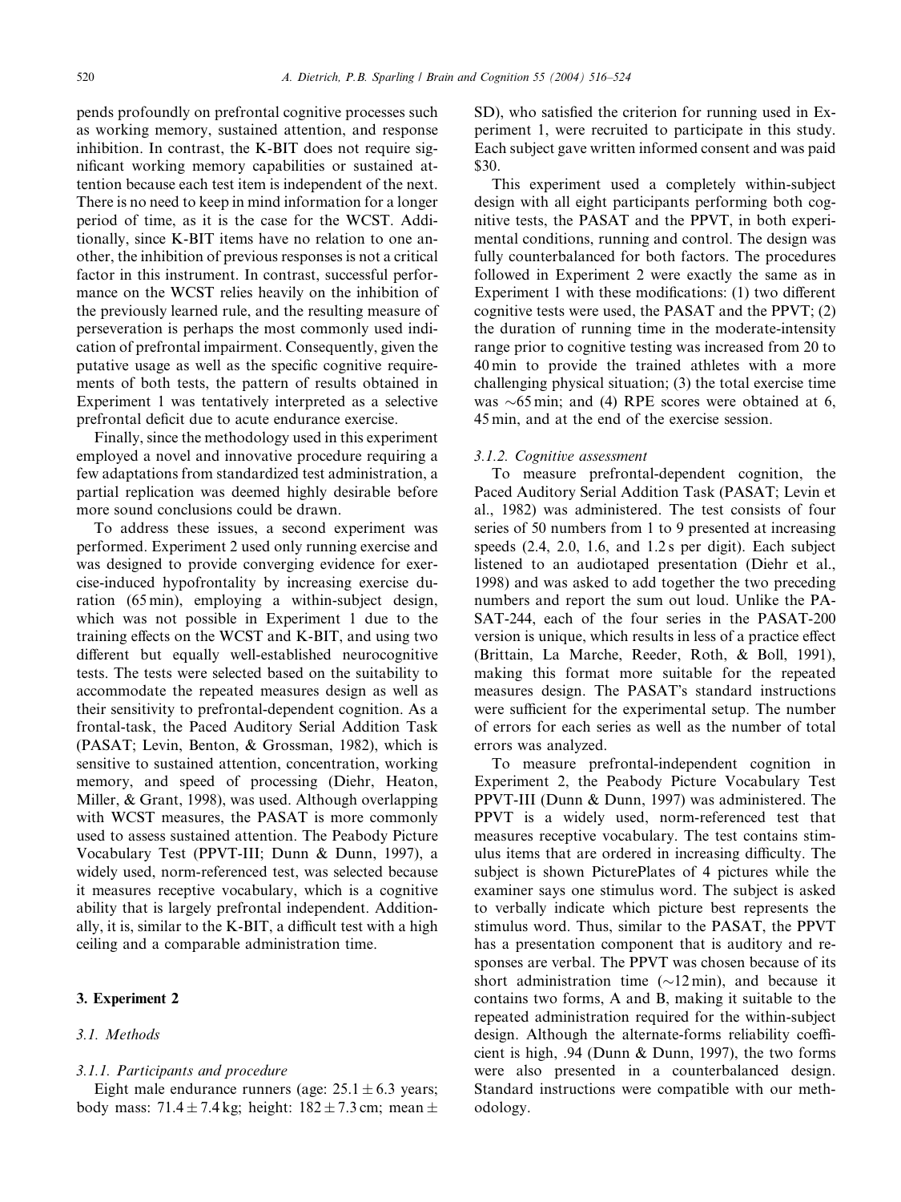pends profoundly on prefrontal cognitive processes such as working memory, sustained attention, and response inhibition. In contrast, the K-BIT does not require significant working memory capabilities or sustained attention because each test item is independent of the next. There is no need to keep in mind information for a longer period of time, as it is the case for the WCST. Additionally, since K-BIT items have no relation to one another, the inhibition of previous responses is not a critical factor in this instrument. In contrast, successful performance on the WCST relies heavily on the inhibition of the previously learned rule, and the resulting measure of perseveration is perhaps the most commonly used indication of prefrontal impairment. Consequently, given the putative usage as well as the specific cognitive requirements of both tests, the pattern of results obtained in Experiment 1 was tentatively interpreted as a selective prefrontal deficit due to acute endurance exercise.

Finally, since the methodology used in this experiment employed a novel and innovative procedure requiring a few adaptations from standardized test administration, a partial replication was deemed highly desirable before more sound conclusions could be drawn.

To address these issues, a second experiment was performed. Experiment 2 used only running exercise and was designed to provide converging evidence for exercise-induced hypofrontality by increasing exercise duration (65 min), employing a within-subject design, which was not possible in Experiment 1 due to the training effects on the WCST and K-BIT, and using two different but equally well-established neurocognitive tests. The tests were selected based on the suitability to accommodate the repeated measures design as well as their sensitivity to prefrontal-dependent cognition. As a frontal-task, the Paced Auditory Serial Addition Task (PASAT; Levin, Benton, & Grossman, 1982), which is sensitive to sustained attention, concentration, working memory, and speed of processing (Diehr, Heaton, Miller, & Grant, 1998), was used. Although overlapping with WCST measures, the PASAT is more commonly used to assess sustained attention. The Peabody Picture Vocabulary Test (PPVT-III; Dunn & Dunn, 1997), a widely used, norm-referenced test, was selected because it measures receptive vocabulary, which is a cognitive ability that is largely prefrontal independent. Additionally, it is, similar to the K-BIT, a difficult test with a high ceiling and a comparable administration time.

## 3. Experiment 2

### 3.1. Methods

#### 3.1.1. Participants and procedure

Eight male endurance runners (age: $25.1 \pm 6.3$ years; body mass: $71.4 \pm 7.4$ kg; height: $182 \pm 7.3$ cm; mean $\pm$ SD), who satisfied the criterion for running used in Experiment 1, were recruited to participate in this study. Each subject gave written informed consent and was paid $30.

This experiment used a completely within-subject design with all eight participants performing both cognitive tests, the PASAT and the PPVT, in both experimental conditions, running and control. The design was fully counterbalanced for both factors. The procedures followed in Experiment 2 were exactly the same as in Experiment 1 with these modifications: (1) two different cognitive tests were used, the PASAT and the PPVT; (2) the duration of running time in the moderate-intensity range prior to cognitive testing was increased from 20 to 40 min to provide the trained athletes with a more challenging physical situation; (3) the total exercise time was ~65 min; and (4) RPE scores were obtained at 6, 45 min, and at the end of the exercise session.

#### 3.1.2. Cognitive assessment

To measure prefrontal-dependent cognition, the Paced Auditory Serial Addition Task (PASAT; Levin et al., 1982) was administered. The test consists of four series of 50 numbers from 1 to 9 presented at increasing speeds (2.4, 2.0, 1.6, and 1.2 s per digit). Each subject listened to an audiotaped presentation (Diehr et al., 1998) and was asked to add together the two preceding numbers and report the sum out loud. Unlike the PASAT-244, each of the four series in the PASAT-200 version is unique, which results in less of a practice effect (Brittain, La Marche, Reeder, Roth, & Boll, 1991), making this format more suitable for the repeated measures design. The PASAT's standard instructions were sufficient for the experimental setup. The number of errors for each series as well as the number of total errors was analyzed.

To measure prefrontal-independent cognition in Experiment 2, the Peabody Picture Vocabulary Test PPVT-III (Dunn & Dunn, 1997) was administered. The PPVT is a widely used, norm-referenced test that measures receptive vocabulary. The test contains stimulus items that are ordered in increasing difficulty. The subject is shown PicturePlates of 4 pictures while the examiner says one stimulus word. The subject is asked to verbally indicate which picture best represents the stimulus word. Thus, similar to the PASAT, the PPVT has a presentation component that is auditory and responses are verbal. The PPVT was chosen because of its short administration time (~12 min), and because it contains two forms, A and B, making it suitable to the repeated administration required for the within-subject design. Although the alternate-forms reliability coefficient is high, .94 (Dunn & Dunn, 1997), the two forms were also presented in a counterbalanced design. Standard instructions were compatible with our methodology.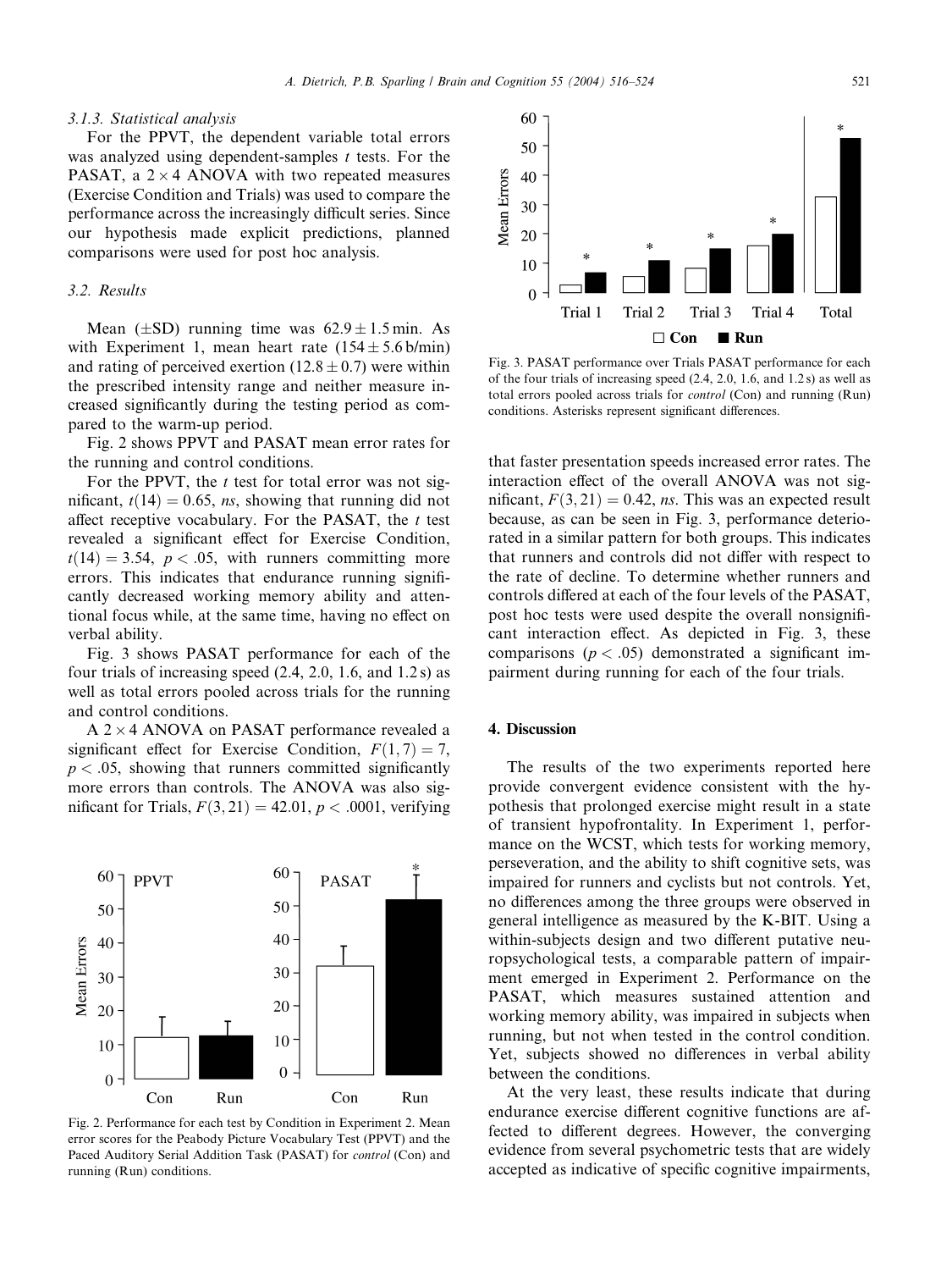#### 3.1.3. Statistical analysis

For the PPVT, the dependent variable total errors was analyzed using dependent-samples *t* tests. For the PASAT, a $2 \times 4$ ANOVA with two repeated measures (Exercise Condition and Trials) was used to compare the performance across the increasingly difficult series. Since our hypothesis made explicit predictions, planned comparisons were used for post hoc analysis.

### 3.2. Results

Mean ($\pm$SD) running time was $62.9 \pm 1.5$ min. As with Experiment 1, mean heart rate ($154 \pm 5.6$ b/min) and rating of perceived exertion ($12.8 \pm 0.7$) were within the prescribed intensity range and neither measure increased significantly during the testing period as compared to the warm-up period.

Fig. 2 shows PPVT and PASAT mean error rates for the running and control conditions.

For the PPVT, the *t* test for total error was not significant, $t(14) = 0.65$, *ns*, showing that running did not affect receptive vocabulary. For the PASAT, the *t* test revealed a significant effect for Exercise Condition, $t(14) = 3.54$, $p < .05$, with runners committing more errors. This indicates that endurance running significantly decreased working memory ability and attentional focus while, at the same time, having no effect on verbal ability.

Fig. 3 shows PASAT performance for each of the four trials of increasing speed (2.4, 2.0, 1.6, and 1.2 s) as well as total errors pooled across trials for the running and control conditions.

A $2 \times 4$ ANOVA on PASAT performance revealed a significant effect for Exercise Condition, $F(1, 7) = 7$, $p < .05$, showing that runners committed significantly more errors than controls. The ANOVA was also significant for Trials, $F(3, 21) = 42.01$, $p < .0001$, verifying that faster presentation speeds increased error rates. The interaction effect of the overall ANOVA was not significant, $F(3, 21) = 0.42$, *ns*. This was an expected result because, as can be seen in Fig. 3, performance deteriorated in a similar pattern for both groups. This indicates that runners and controls did not differ with respect to the rate of decline. To determine whether runners and controls differed at each of the four levels of the PASAT, post hoc tests were used despite the overall nonsignificant interaction effect. As depicted in Fig. 3, these comparisons ($p < .05$) demonstrated a significant impairment during running for each of the four trials.

Fig. 2. Performance for each test by Condition in Experiment 2. Mean error scores for the Peabody Picture Vocabulary Test (PPVT) and the Paced Auditory Serial Addition Task (PASAT) for *control* (Con) and running (Run) conditions.

Fig. 3. PASAT performance over Trials PASAT performance for each of the four trials of increasing speed (2.4, 2.0, 1.6, and 1.2 s) as well as total errors pooled across trials for *control* (Con) and running (Run) conditions. Asterisks represent significant differences.

## 4. Discussion

The results of the two experiments reported here provide convergent evidence consistent with the hypothesis that prolonged exercise might result in a state of transient hypofrontality. In Experiment 1, performance on the WCST, which tests for working memory, perseveration, and the ability to shift cognitive sets, was impaired for runners and cyclists but not controls. Yet, no differences among the three groups were observed in general intelligence as measured by the K-BIT. Using a within-subjects design and two different putative neuropsychological tests, a comparable pattern of impairment emerged in Experiment 2. Performance on the PASAT, which measures sustained attention and working memory ability, was impaired in subjects when running, but not when tested in the control condition. Yet, subjects showed no differences in verbal ability between the conditions.

At the very least, these results indicate that during endurance exercise different cognitive functions are affected to different degrees. However, the converging evidence from several psychometric tests that are widely accepted as indicative of specific cognitive impairments,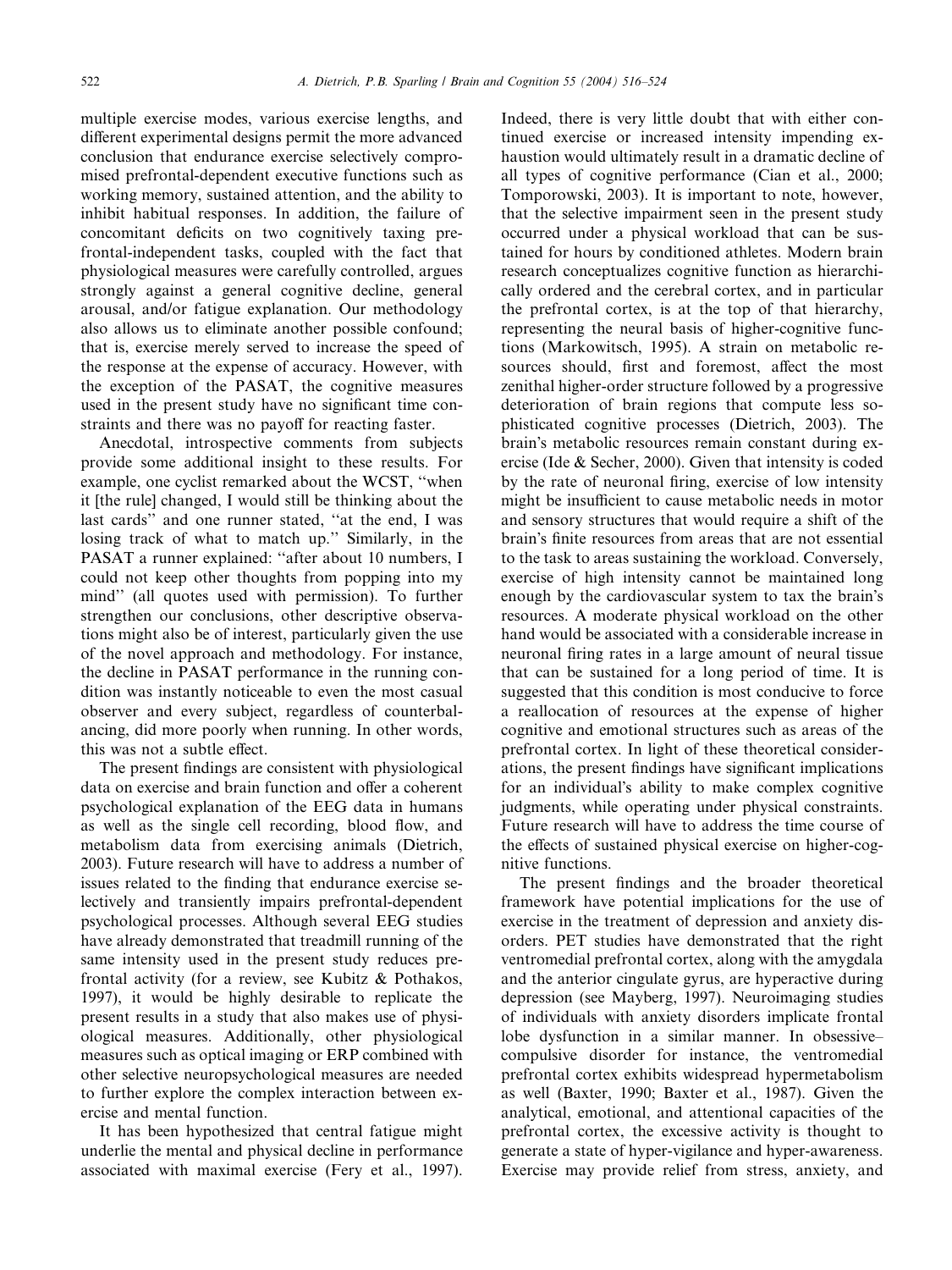multiple exercise modes, various exercise lengths, and different experimental designs permit the more advanced conclusion that endurance exercise selectively compromised prefrontal-dependent executive functions such as working memory, sustained attention, and the ability to inhibit habitual responses. In addition, the failure of concomitant deficits on two cognitively taxing prefrontal-independent tasks, coupled with the fact that physiological measures were carefully controlled, argues strongly against a general cognitive decline, general arousal, and/or fatigue explanation. Our methodology also allows us to eliminate another possible confound; that is, exercise merely served to increase the speed of the response at the expense of accuracy. However, with the exception of the PASAT, the cognitive measures used in the present study have no significant time constraints and there was no payoff for reacting faster.

Anecdotal, introspective comments from subjects provide some additional insight to these results. For example, one cyclist remarked about the WCST, "when it [the rule] changed, I would still be thinking about the last cards" and one runner stated, "at the end, I was losing track of what to match up." Similarly, in the PASAT a runner explained: "after about 10 numbers, I could not keep other thoughts from popping into my mind" (all quotes used with permission). To further strengthen our conclusions, other descriptive observations might also be of interest, particularly given the use of the novel approach and methodology. For instance, the decline in PASAT performance in the running condition was instantly noticeable to even the most casual observer and every subject, regardless of counterbalancing, did more poorly when running. In other words, this was not a subtle effect.

The present findings are consistent with physiological data on exercise and brain function and offer a coherent psychological explanation of the EEG data in humans as well as the single cell recording, blood flow, and metabolism data from exercising animals (Dietrich, 2003). Future research will have to address a number of issues related to the finding that endurance exercise selectively and transiently impairs prefrontal-dependent psychological processes. Although several EEG studies have already demonstrated that treadmill running of the same intensity used in the present study reduces prefrontal activity (for a review, see Kubitz & Pothakos, 1997), it would be highly desirable to replicate the present results in a study that also makes use of physiological measures. Additionally, other physiological measures such as optical imaging or ERP combined with other selective neuropsychological measures are needed to further explore the complex interaction between exercise and mental function.

It has been hypothesized that central fatigue might underlie the mental and physical decline in performance associated with maximal exercise (Fery et al., 1997). Indeed, there is very little doubt that with either continued exercise or increased intensity impending exhaustion would ultimately result in a dramatic decline of all types of cognitive performance (Cian et al., 2000; Tomporowski, 2003). It is important to note, however, that the selective impairment seen in the present study occurred under a physical workload that can be sustained for hours by conditioned athletes. Modern brain research conceptualizes cognitive function as hierarchically ordered and the cerebral cortex, and in particular the prefrontal cortex, is at the top of that hierarchy, representing the neural basis of higher-cognitive functions (Markowitsch, 1995). A strain on metabolic resources should, first and foremost, affect the most zenithal higher-order structure followed by a progressive deterioration of brain regions that compute less sophisticated cognitive processes (Dietrich, 2003). The brain's metabolic resources remain constant during exercise (Ide & Secher, 2000). Given that intensity is coded by the rate of neuronal firing, exercise of low intensity might be insufficient to cause metabolic needs in motor and sensory structures that would require a shift of the brain's finite resources from areas that are not essential to the task to areas sustaining the workload. Conversely, exercise of high intensity cannot be maintained long enough by the cardiovascular system to tax the brain's resources. A moderate physical workload on the other hand would be associated with a considerable increase in neuronal firing rates in a large amount of neural tissue that can be sustained for a long period of time. It is suggested that this condition is most conducive to force a reallocation of resources at the expense of higher cognitive and emotional structures such as areas of the prefrontal cortex. In light of these theoretical considerations, the present findings have significant implications for an individual's ability to make complex cognitive judgments, while operating under physical constraints. Future research will have to address the time course of the effects of sustained physical exercise on higher-cognitive functions.

The present findings and the broader theoretical framework have potential implications for the use of exercise in the treatment of depression and anxiety disorders. PET studies have demonstrated that the right ventromedial prefrontal cortex, along with the amygdala and the anterior cingulate gyrus, are hyperactive during depression (see Mayberg, 1997). Neuroimaging studies of individuals with anxiety disorders implicate frontal lobe dysfunction in a similar manner. In obsessive–compulsive disorder for instance, the ventromedial prefrontal cortex exhibits widespread hypermetabolism as well (Baxter, 1990; Baxter et al., 1987). Given the analytical, emotional, and attentional capacities of the prefrontal cortex, the excessive activity is thought to generate a state of hyper-vigilance and hyper-awareness. Exercise may provide relief from stress, anxiety, and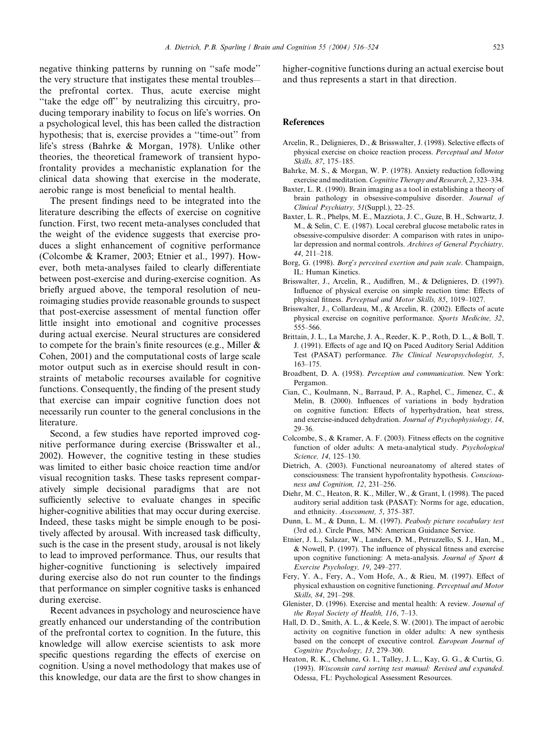negative thinking patterns by running on "safe mode" the very structure that instigates these mental troubles—the prefrontal cortex. Thus, acute exercise might "take the edge off" by neutralizing this circuitry, producing temporary inability to focus on life's worries. On a psychological level, this has been called the distraction hypothesis; that is, exercise provides a "time-out" from life's stress (Bahrke & Morgan, 1978). Unlike other theories, the theoretical framework of transient hypofrontality provides a mechanistic explanation for the clinical data showing that exercise in the moderate, aerobic range is most beneficial to mental health.

The present findings need to be integrated into the literature describing the effects of exercise on cognitive function. First, two recent meta-analyses concluded that the weight of the evidence suggests that exercise produces a slight enhancement of cognitive performance (Colcombe & Kramer, 2003; Etnier et al., 1997). However, both meta-analyses failed to clearly differentiate between post-exercise and during-exercise cognition. As briefly argued above, the temporal resolution of neuroimaging studies provide reasonable grounds to suspect that post-exercise assessment of mental function offer little insight into emotional and cognitive processes during actual exercise. Neural structures are considered to compete for the brain's finite resources (e.g., Miller & Cohen, 2001) and the computational costs of large scale motor output such as in exercise should result in constraints of metabolic recourses available for cognitive functions. Consequently, the finding of the present study that exercise can impair cognitive function does not necessarily run counter to the general conclusions in the literature.

Second, a few studies have reported improved cognitive performance during exercise (Brisswalter et al., 2002). However, the cognitive testing in these studies was limited to either basic choice reaction time and/or visual recognition tasks. These tasks represent comparatively simple decisional paradigms that are not sufficiently selective to evaluate changes in specific higher-cognitive abilities that may occur during exercise. Indeed, these tasks might be simple enough to be positively affected by arousal. With increased task difficulty, such is the case in the present study, arousal is not likely to lead to improved performance. Thus, our results that higher-cognitive functioning is selectively impaired during exercise also do not run counter to the findings that performance on simpler cognitive tasks is enhanced during exercise.

Recent advances in psychology and neuroscience have greatly enhanced our understanding of the contribution of the prefrontal cortex to cognition. In the future, this knowledge will allow exercise scientists to ask more specific questions regarding the effects of exercise on cognition. Using a novel methodology that makes use of this knowledge, our data are the first to show changes in higher-cognitive functions during an actual exercise bout and thus represents a start in that direction.

## References

Arcelin, R., Delignieres, D., & Brisswalter, J. (1998). Selective effects of physical exercise on choice reaction process. *Perceptual and Motor Skills, 87*, 175–185.

Bahrke, M. S., & Morgan, W. P. (1978). Anxiety reduction following exercise and meditation. *Cognitive Therapy and Research, 2*, 323–334.

Baxter, L. R. (1990). Brain imaging as a tool in establishing a theory of brain pathology in obsessive-compulsive disorder. *Journal of Clinical Psychiatry, 51*(Suppl.), 22–25.

Baxter, L. R., Phelps, M. E., Mazziota, J. C., Guze, B. H., Schwartz, J. M., & Selin, C. E. (1987). Local cerebral glucose metabolic rates in obsessive-compulsive disorder: A comparison with rates in unipolar depression and normal controls. *Archives of General Psychiatry, 44*, 211–218.

Borg, G. (1998). *Borg's perceived exertion and pain scale*. Champaign, IL: Human Kinetics.

Brisswalter, J., Arcelin, R., Audiffren, M., & Delignieres, D. (1997). Influence of physical exercise on simple reaction time: Effects of physical fitness. *Perceptual and Motor Skills, 85*, 1019–1027.

Brisswalter, J., Collardeau, M., & Arcelin, R. (2002). Effects of acute physical exercise on cognitive performance. *Sports Medicine, 32*, 555–566.

Brittain, J. L., La Marche, J. A., Reeder, K. P., Roth, D. L., & Boll, T. J. (1991). Effects of age and IQ on Paced Auditory Serial Addition Test (PASAT) performance. *The Clinical Neuropsychologist, 5*, 163–175.

Broadbent, D. A. (1958). *Perception and communication*. New York: Pergamon.

Cian, C., Koulmann, N., Barraud, P. A., Raphel, C., Jimenez, C., & Melin, B. (2000). Influences of variations in body hydration on cognitive function: Effects of hyperhydration, heat stress, and exercise-induced dehydration. *Journal of Psychophysiology, 14*, 29–36.

Colcombe, S., & Kramer, A. F. (2003). Fitness effects on the cognitive function of older adults: A meta-analytical study. *Psychological Science, 14*, 125–130.

Dietrich, A. (2003). Functional neuroanatomy of altered states of consciousness: The transient hypofrontality hypothesis. *Consciousness and Cognition, 12*, 231–256.

Diehr, M. C., Heaton, R. K., Miller, W., & Grant, I. (1998). The paced auditory serial addition task (PASAT): Norms for age, education, and ethnicity. *Assessment, 5*, 375–387.

Dunn, L. M., & Dunn, L. M. (1997). *Peabody picture vocabulary test* (3rd ed.). Circle Pines, MN: American Guidance Service.

Etnier, J. L., Salazar, W., Landers, D. M., Petruzzello, S. J., Han, M., & Nowell, P. (1997). The influence of physical fitness and exercise upon cognitive functioning: A meta-analysis. *Journal of Sport & Exercise Psychology, 19*, 249–277.

Fery, Y. A., Fery, A., Vom Hofe, A., & Rieu, M. (1997). Effect of physical exhaustion on cognitive functioning. *Perceptual and Motor Skills, 84*, 291–298.

Glenister, D. (1996). Exercise and mental health: A review. *Journal of the Royal Society of Health, 116*, 7–13.

Hall, D. D., Smith, A. L., & Keele, S. W. (2001). The impact of aerobic activity on cognitive function in older adults: A new synthesis based on the concept of executive control. *European Journal of Cognitive Psychology, 13*, 279–300.

Heaton, R. K., Chelune, G. I., Talley, J. L., Kay, G. G., & Curtis, G. (1993). *Wisconsin card sorting test manual: Revised and expanded*. Odessa, FL: Psychological Assessment Resources.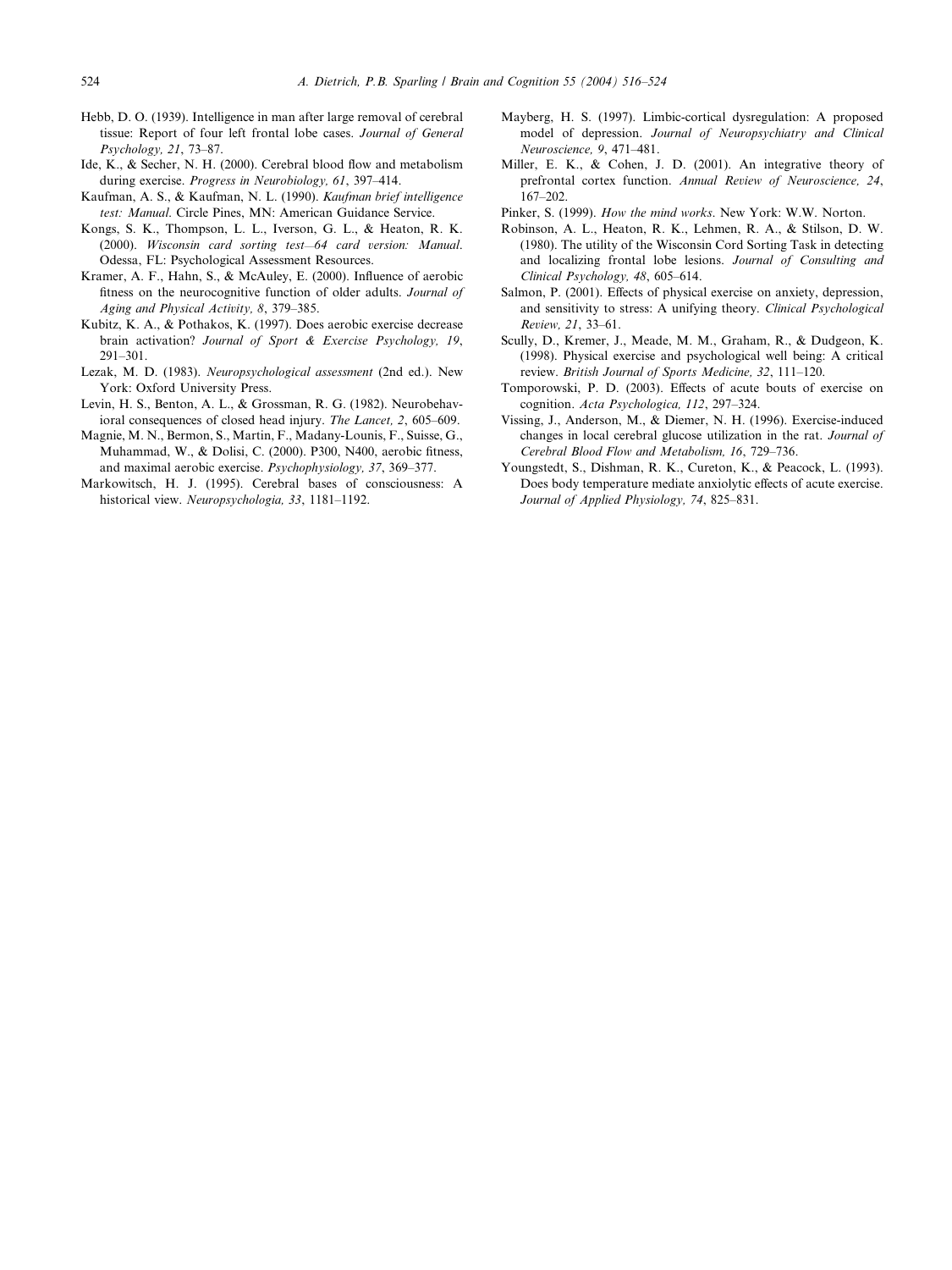Hebb, D. O. (1939). Intelligence in man after large removal of cerebral tissue: Report of four left frontal lobe cases. *Journal of General Psychology, 21*, 73–87.

Ide, K., & Secher, N. H. (2000). Cerebral blood flow and metabolism during exercise. *Progress in Neurobiology, 61*, 397–414.

Kaufman, A. S., & Kaufman, N. L. (1990). *Kaufman brief intelligence test: Manual*. Circle Pines, MN: American Guidance Service.

Kongs, S. K., Thompson, L. L., Iverson, G. L., & Heaton, R. K. (2000). *Wisconsin card sorting test—64 card version: Manual*. Odessa, FL: Psychological Assessment Resources.

Kramer, A. F., Hahn, S., & McAuley, E. (2000). Influence of aerobic fitness on the neurocognitive function of older adults. *Journal of Aging and Physical Activity, 8*, 379–385.

Kubitz, K. A., & Pothakos, K. (1997). Does aerobic exercise decrease brain activation? *Journal of Sport & Exercise Psychology, 19*, 291–301.

Lezak, M. D. (1983). *Neuropsychological assessment* (2nd ed.). New York: Oxford University Press.

Levin, H. S., Benton, A. L., & Grossman, R. G. (1982). Neurobehavioral consequences of closed head injury. *The Lancet, 2*, 605–609.

Magnie, M. N., Bermon, S., Martin, F., Madany-Lounis, F., Suisse, G., Muhammad, W., & Dolisi, C. (2000). P300, N400, aerobic fitness, and maximal aerobic exercise. *Psychophysiology, 37*, 369–377.

Markowitsch, H. J. (1995). Cerebral bases of consciousness: A historical view. *Neuropsychologia, 33*, 1181–1192.

Mayberg, H. S. (1997). Limbic-cortical dysregulation: A proposed model of depression. *Journal of Neuropsychiatry and Clinical Neuroscience, 9*, 471–481.

Miller, E. K., & Cohen, J. D. (2001). An integrative theory of prefrontal cortex function. *Annual Review of Neuroscience, 24*, 167–202.

Pinker, S. (1999). *How the mind works*. New York: W.W. Norton.

Robinson, A. L., Heaton, R. K., Lehmen, R. A., & Stilson, D. W. (1980). The utility of the Wisconsin Cord Sorting Task in detecting and localizing frontal lobe lesions. *Journal of Consulting and Clinical Psychology, 48*, 605–614.

Salmon, P. (2001). Effects of physical exercise on anxiety, depression, and sensitivity to stress: A unifying theory. *Clinical Psychological Review, 21*, 33–61.

Scully, D., Kremer, J., Meade, M. M., Graham, R., & Dudgeon, K. (1998). Physical exercise and psychological well being: A critical review. *British Journal of Sports Medicine, 32*, 111–120.

Tomporowski, P. D. (2003). Effects of acute bouts of exercise on cognition. *Acta Psychologica, 112*, 297–324.

Vissing, J., Anderson, M., & Diemer, N. H. (1996). Exercise-induced changes in local cerebral glucose utilization in the rat. *Journal of Cerebral Blood Flow and Metabolism, 16*, 729–736.

Youngstedt, S., Dishman, R. K., Cureton, K., & Peacock, L. (1993). Does body temperature mediate anxiolytic effects of acute exercise. *Journal of Applied Physiology, 74*, 825–831.